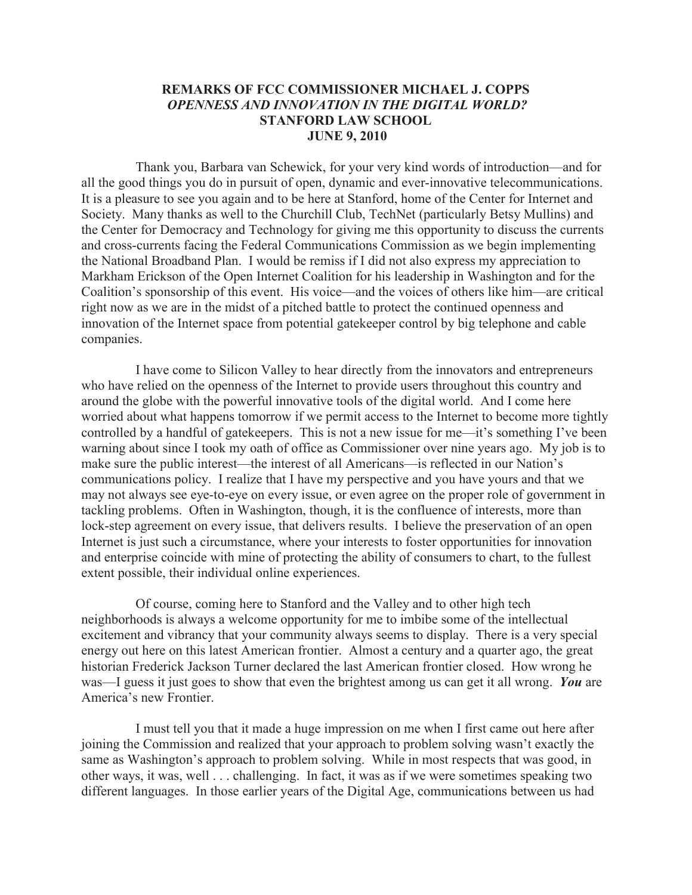# REMARKS OF FCC COMMISSIONER MICHAEL J. COPPS
## *OPENNESS AND INNOVATION IN THE DIGITAL WORLD?*
## STANFORD LAW SCHOOL
## JUNE 9, 2010

Thank you, Barbara van Schewick, for your very kind words of introduction—and for all the good things you do in pursuit of open, dynamic and ever-innovative telecommunications. It is a pleasure to see you again and to be here at Stanford, home of the Center for Internet and Society. Many thanks as well to the Churchill Club, TechNet (particularly Betsy Mullins) and the Center for Democracy and Technology for giving me this opportunity to discuss the currents and cross-currents facing the Federal Communications Commission as we begin implementing the National Broadband Plan. I would be remiss if I did not also express my appreciation to Markham Erickson of the Open Internet Coalition for his leadership in Washington and for the Coalition's sponsorship of this event. His voice—and the voices of others like him—are critical right now as we are in the midst of a pitched battle to protect the continued openness and innovation of the Internet space from potential gatekeeper control by big telephone and cable companies.

I have come to Silicon Valley to hear directly from the innovators and entrepreneurs who have relied on the openness of the Internet to provide users throughout this country and around the globe with the powerful innovative tools of the digital world. And I come here worried about what happens tomorrow if we permit access to the Internet to become more tightly controlled by a handful of gatekeepers. This is not a new issue for me—it's something I've been warning about since I took my oath of office as Commissioner over nine years ago. My job is to make sure the public interest—the interest of all Americans—is reflected in our Nation's communications policy. I realize that I have my perspective and you have yours and that we may not always see eye-to-eye on every issue, or even agree on the proper role of government in tackling problems. Often in Washington, though, it is the confluence of interests, more than lock-step agreement on every issue, that delivers results. I believe the preservation of an open Internet is just such a circumstance, where your interests to foster opportunities for innovation and enterprise coincide with mine of protecting the ability of consumers to chart, to the fullest extent possible, their individual online experiences.

Of course, coming here to Stanford and the Valley and to other high tech neighborhoods is always a welcome opportunity for me to imbibe some of the intellectual excitement and vibrancy that your community always seems to display. There is a very special energy out here on this latest American frontier. Almost a century and a quarter ago, the great historian Frederick Jackson Turner declared the last American frontier closed. How wrong he was—I guess it just goes to show that even the brightest among us can get it all wrong. ***You*** are America's new Frontier.

I must tell you that it made a huge impression on me when I first came out here after joining the Commission and realized that your approach to problem solving wasn't exactly the same as Washington's approach to problem solving. While in most respects that was good, in other ways, it was, well . . . challenging. In fact, it was as if we were sometimes speaking two different languages. In those earlier years of the Digital Age, communications between us had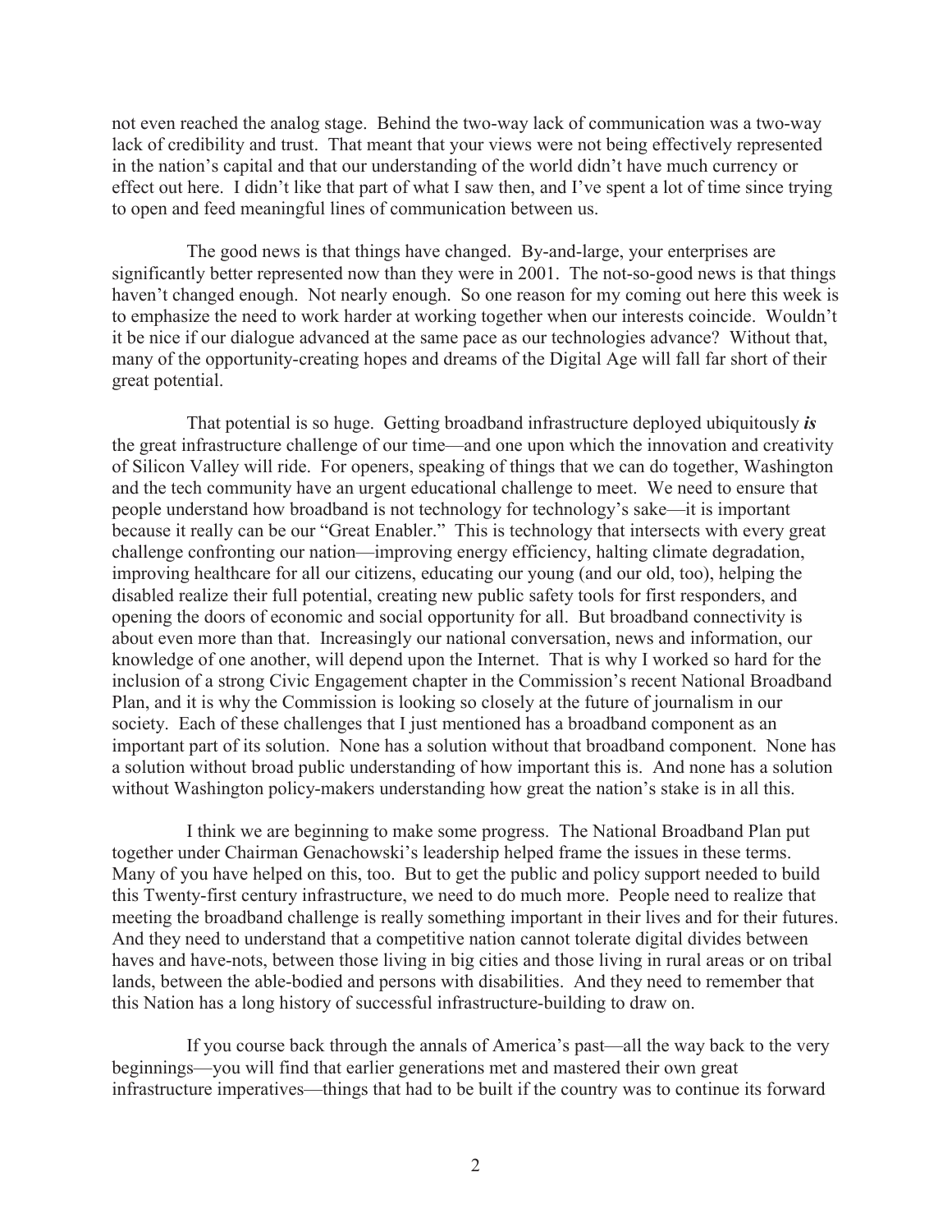not even reached the analog stage. Behind the two-way lack of communication was a two-way lack of credibility and trust. That meant that your views were not being effectively represented in the nation's capital and that our understanding of the world didn't have much currency or effect out here. I didn't like that part of what I saw then, and I've spent a lot of time since trying to open and feed meaningful lines of communication between us.

The good news is that things have changed. By-and-large, your enterprises are significantly better represented now than they were in 2001. The not-so-good news is that things haven't changed enough. Not nearly enough. So one reason for my coming out here this week is to emphasize the need to work harder at working together when our interests coincide. Wouldn't it be nice if our dialogue advanced at the same pace as our technologies advance? Without that, many of the opportunity-creating hopes and dreams of the Digital Age will fall far short of their great potential.

That potential is so huge. Getting broadband infrastructure deployed ubiquitously ***is*** the great infrastructure challenge of our time—and one upon which the innovation and creativity of Silicon Valley will ride. For openers, speaking of things that we can do together, Washington and the tech community have an urgent educational challenge to meet. We need to ensure that people understand how broadband is not technology for technology's sake—it is important because it really can be our "Great Enabler." This is technology that intersects with every great challenge confronting our nation—improving energy efficiency, halting climate degradation, improving healthcare for all our citizens, educating our young (and our old, too), helping the disabled realize their full potential, creating new public safety tools for first responders, and opening the doors of economic and social opportunity for all. But broadband connectivity is about even more than that. Increasingly our national conversation, news and information, our knowledge of one another, will depend upon the Internet. That is why I worked so hard for the inclusion of a strong Civic Engagement chapter in the Commission's recent National Broadband Plan, and it is why the Commission is looking so closely at the future of journalism in our society. Each of these challenges that I just mentioned has a broadband component as an important part of its solution. None has a solution without that broadband component. None has a solution without broad public understanding of how important this is. And none has a solution without Washington policy-makers understanding how great the nation's stake is in all this.

I think we are beginning to make some progress. The National Broadband Plan put together under Chairman Genachowski's leadership helped frame the issues in these terms. Many of you have helped on this, too. But to get the public and policy support needed to build this Twenty-first century infrastructure, we need to do much more. People need to realize that meeting the broadband challenge is really something important in their lives and for their futures. And they need to understand that a competitive nation cannot tolerate digital divides between haves and have-nots, between those living in big cities and those living in rural areas or on tribal lands, between the able-bodied and persons with disabilities. And they need to remember that this Nation has a long history of successful infrastructure-building to draw on.

If you course back through the annals of America's past—all the way back to the very beginnings—you will find that earlier generations met and mastered their own great infrastructure imperatives—things that had to be built if the country was to continue its forward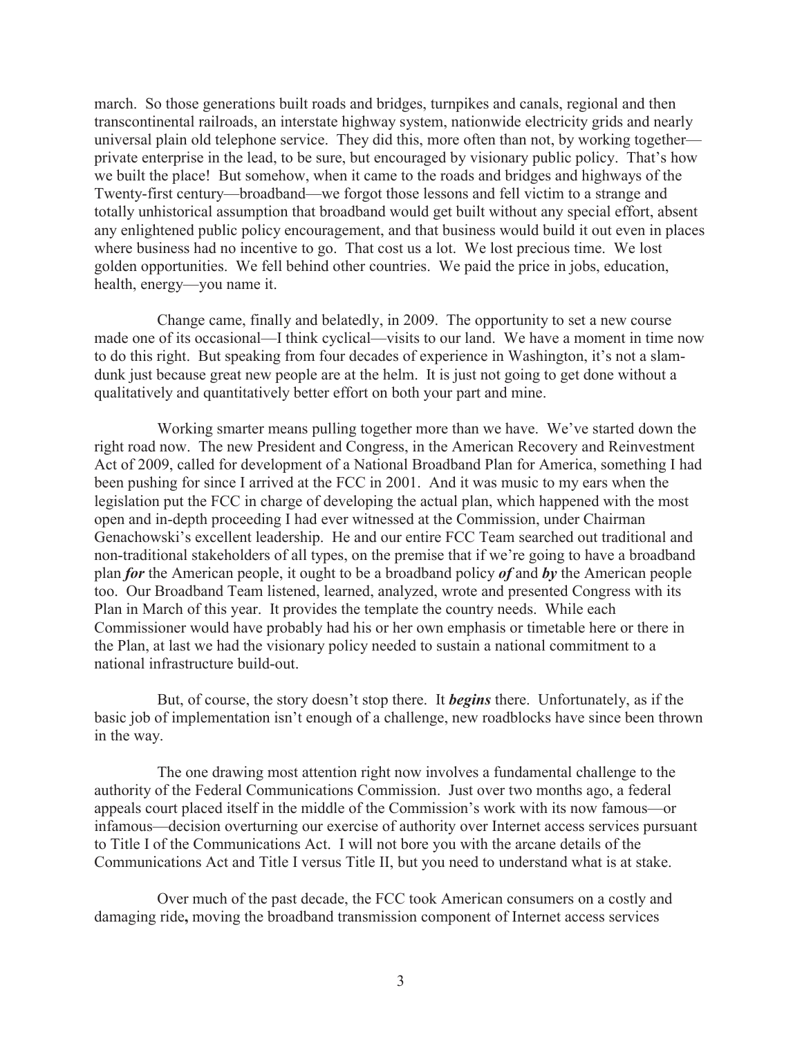march. So those generations built roads and bridges, turnpikes and canals, regional and then transcontinental railroads, an interstate highway system, nationwide electricity grids and nearly universal plain old telephone service. They did this, more often than not, by working together—private enterprise in the lead, to be sure, but encouraged by visionary public policy. That's how we built the place! But somehow, when it came to the roads and bridges and highways of the Twenty-first century—broadband—we forgot those lessons and fell victim to a strange and totally unhistorical assumption that broadband would get built without any special effort, absent any enlightened public policy encouragement, and that business would build it out even in places where business had no incentive to go. That cost us a lot. We lost precious time. We lost golden opportunities. We fell behind other countries. We paid the price in jobs, education, health, energy—you name it.

Change came, finally and belatedly, in 2009. The opportunity to set a new course made one of its occasional—I think cyclical—visits to our land. We have a moment in time now to do this right. But speaking from four decades of experience in Washington, it's not a slam-dunk just because great new people are at the helm. It is just not going to get done without a qualitatively and quantitatively better effort on both your part and mine.

Working smarter means pulling together more than we have. We've started down the right road now. The new President and Congress, in the American Recovery and Reinvestment Act of 2009, called for development of a National Broadband Plan for America, something I had been pushing for since I arrived at the FCC in 2001. And it was music to my ears when the legislation put the FCC in charge of developing the actual plan, which happened with the most open and in-depth proceeding I had ever witnessed at the Commission, under Chairman Genachowski's excellent leadership. He and our entire FCC Team searched out traditional and non-traditional stakeholders of all types, on the premise that if we're going to have a broadband plan ***for*** the American people, it ought to be a broadband policy ***of*** and ***by*** the American people too. Our Broadband Team listened, learned, analyzed, wrote and presented Congress with its Plan in March of this year. It provides the template the country needs. While each Commissioner would have probably had his or her own emphasis or timetable here or there in the Plan, at last we had the visionary policy needed to sustain a national commitment to a national infrastructure build-out.

But, of course, the story doesn't stop there. It ***begins*** there. Unfortunately, as if the basic job of implementation isn't enough of a challenge, new roadblocks have since been thrown in the way.

The one drawing most attention right now involves a fundamental challenge to the authority of the Federal Communications Commission. Just over two months ago, a federal appeals court placed itself in the middle of the Commission's work with its now famous—or infamous—decision overturning our exercise of authority over Internet access services pursuant to Title I of the Communications Act. I will not bore you with the arcane details of the Communications Act and Title I versus Title II, but you need to understand what is at stake.

Over much of the past decade, the FCC took American consumers on a costly and damaging ride**,** moving the broadband transmission component of Internet access services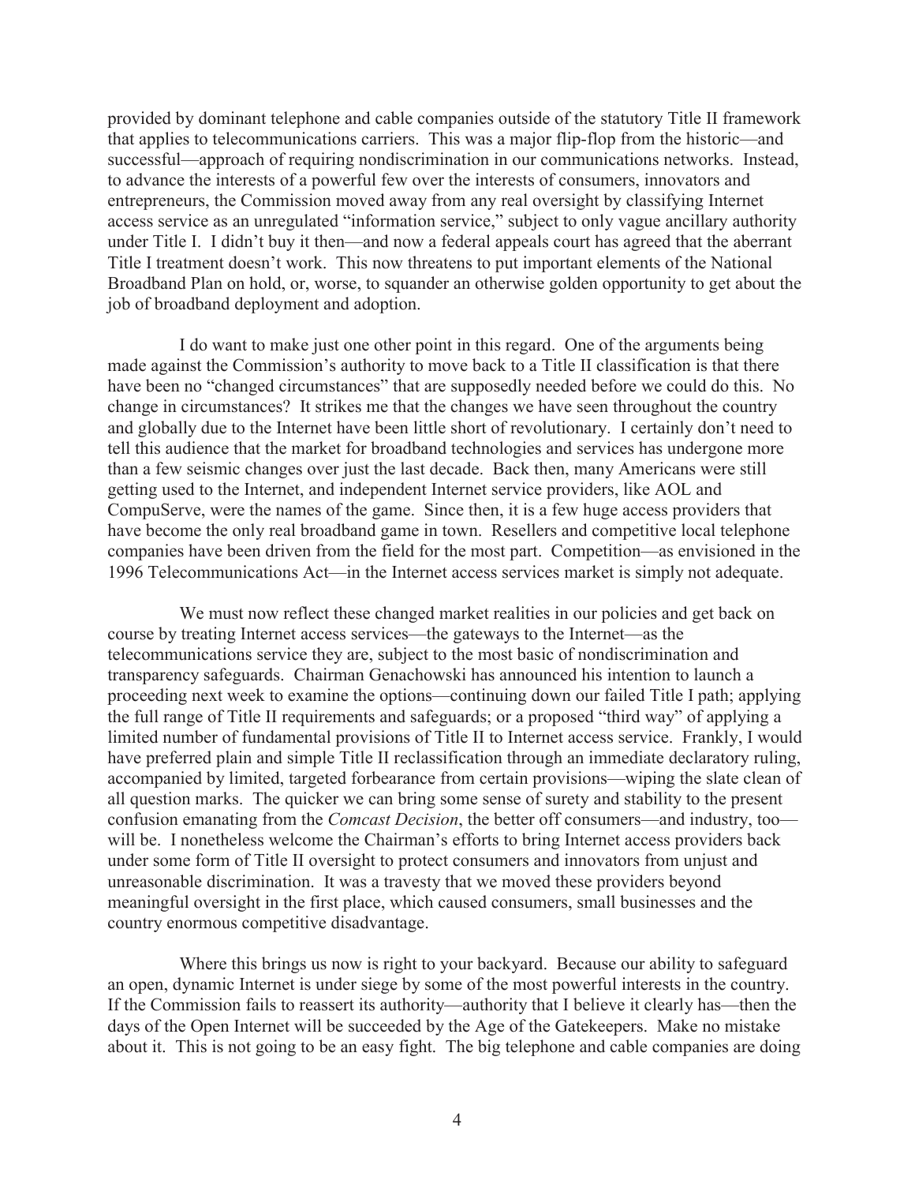provided by dominant telephone and cable companies outside of the statutory Title II framework that applies to telecommunications carriers. This was a major flip-flop from the historic—and successful—approach of requiring nondiscrimination in our communications networks. Instead, to advance the interests of a powerful few over the interests of consumers, innovators and entrepreneurs, the Commission moved away from any real oversight by classifying Internet access service as an unregulated "information service," subject to only vague ancillary authority under Title I. I didn't buy it then—and now a federal appeals court has agreed that the aberrant Title I treatment doesn't work. This now threatens to put important elements of the National Broadband Plan on hold, or, worse, to squander an otherwise golden opportunity to get about the job of broadband deployment and adoption.

I do want to make just one other point in this regard. One of the arguments being made against the Commission's authority to move back to a Title II classification is that there have been no "changed circumstances" that are supposedly needed before we could do this. No change in circumstances? It strikes me that the changes we have seen throughout the country and globally due to the Internet have been little short of revolutionary. I certainly don't need to tell this audience that the market for broadband technologies and services has undergone more than a few seismic changes over just the last decade. Back then, many Americans were still getting used to the Internet, and independent Internet service providers, like AOL and CompuServe, were the names of the game. Since then, it is a few huge access providers that have become the only real broadband game in town. Resellers and competitive local telephone companies have been driven from the field for the most part. Competition—as envisioned in the 1996 Telecommunications Act—in the Internet access services market is simply not adequate.

We must now reflect these changed market realities in our policies and get back on course by treating Internet access services—the gateways to the Internet—as the telecommunications service they are, subject to the most basic of nondiscrimination and transparency safeguards. Chairman Genachowski has announced his intention to launch a proceeding next week to examine the options—continuing down our failed Title I path; applying the full range of Title II requirements and safeguards; or a proposed "third way" of applying a limited number of fundamental provisions of Title II to Internet access service. Frankly, I would have preferred plain and simple Title II reclassification through an immediate declaratory ruling, accompanied by limited, targeted forbearance from certain provisions—wiping the slate clean of all question marks. The quicker we can bring some sense of surety and stability to the present confusion emanating from the *Comcast Decision*, the better off consumers—and industry, too—will be. I nonetheless welcome the Chairman's efforts to bring Internet access providers back under some form of Title II oversight to protect consumers and innovators from unjust and unreasonable discrimination. It was a travesty that we moved these providers beyond meaningful oversight in the first place, which caused consumers, small businesses and the country enormous competitive disadvantage.

Where this brings us now is right to your backyard. Because our ability to safeguard an open, dynamic Internet is under siege by some of the most powerful interests in the country. If the Commission fails to reassert its authority—authority that I believe it clearly has—then the days of the Open Internet will be succeeded by the Age of the Gatekeepers. Make no mistake about it. This is not going to be an easy fight. The big telephone and cable companies are doing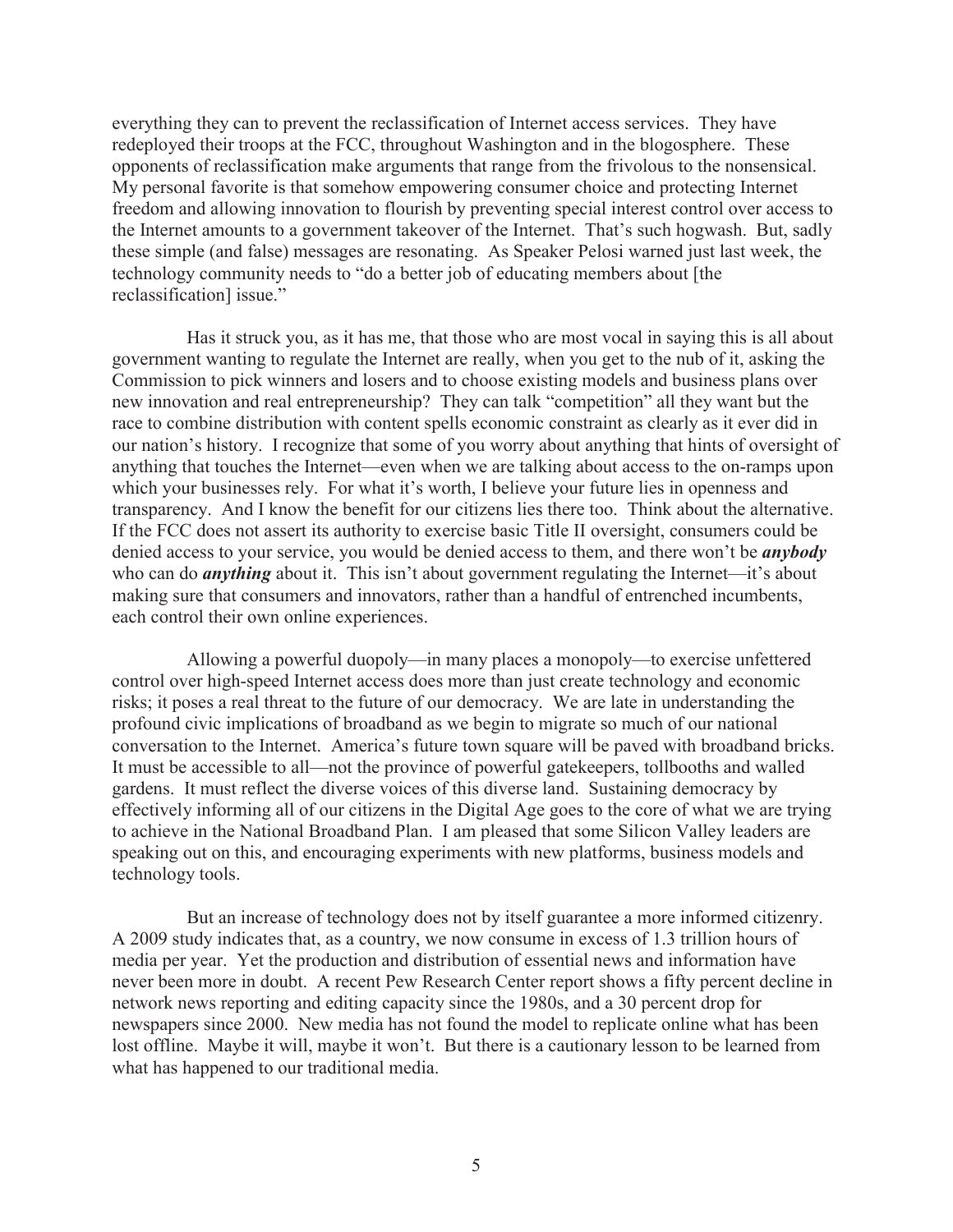everything they can to prevent the reclassification of Internet access services. They have redeployed their troops at the FCC, throughout Washington and in the blogosphere. These opponents of reclassification make arguments that range from the frivolous to the nonsensical. My personal favorite is that somehow empowering consumer choice and protecting Internet freedom and allowing innovation to flourish by preventing special interest control over access to the Internet amounts to a government takeover of the Internet. That's such hogwash. But, sadly these simple (and false) messages are resonating. As Speaker Pelosi warned just last week, the technology community needs to "do a better job of educating members about [the reclassification] issue."

Has it struck you, as it has me, that those who are most vocal in saying this is all about government wanting to regulate the Internet are really, when you get to the nub of it, asking the Commission to pick winners and losers and to choose existing models and business plans over new innovation and real entrepreneurship? They can talk "competition" all they want but the race to combine distribution with content spells economic constraint as clearly as it ever did in our nation's history. I recognize that some of you worry about anything that hints of oversight of anything that touches the Internet—even when we are talking about access to the on-ramps upon which your businesses rely. For what it's worth, I believe your future lies in openness and transparency. And I know the benefit for our citizens lies there too. Think about the alternative. If the FCC does not assert its authority to exercise basic Title II oversight, consumers could be denied access to your service, you would be denied access to them, and there won't be ***anybody*** who can do ***anything*** about it. This isn't about government regulating the Internet—it's about making sure that consumers and innovators, rather than a handful of entrenched incumbents, each control their own online experiences.

Allowing a powerful duopoly—in many places a monopoly—to exercise unfettered control over high-speed Internet access does more than just create technology and economic risks; it poses a real threat to the future of our democracy. We are late in understanding the profound civic implications of broadband as we begin to migrate so much of our national conversation to the Internet. America's future town square will be paved with broadband bricks. It must be accessible to all—not the province of powerful gatekeepers, tollbooths and walled gardens. It must reflect the diverse voices of this diverse land. Sustaining democracy by effectively informing all of our citizens in the Digital Age goes to the core of what we are trying to achieve in the National Broadband Plan. I am pleased that some Silicon Valley leaders are speaking out on this, and encouraging experiments with new platforms, business models and technology tools.

But an increase of technology does not by itself guarantee a more informed citizenry. A 2009 study indicates that, as a country, we now consume in excess of 1.3 trillion hours of media per year. Yet the production and distribution of essential news and information have never been more in doubt. A recent Pew Research Center report shows a fifty percent decline in network news reporting and editing capacity since the 1980s, and a 30 percent drop for newspapers since 2000. New media has not found the model to replicate online what has been lost offline. Maybe it will, maybe it won't. But there is a cautionary lesson to be learned from what has happened to our traditional media.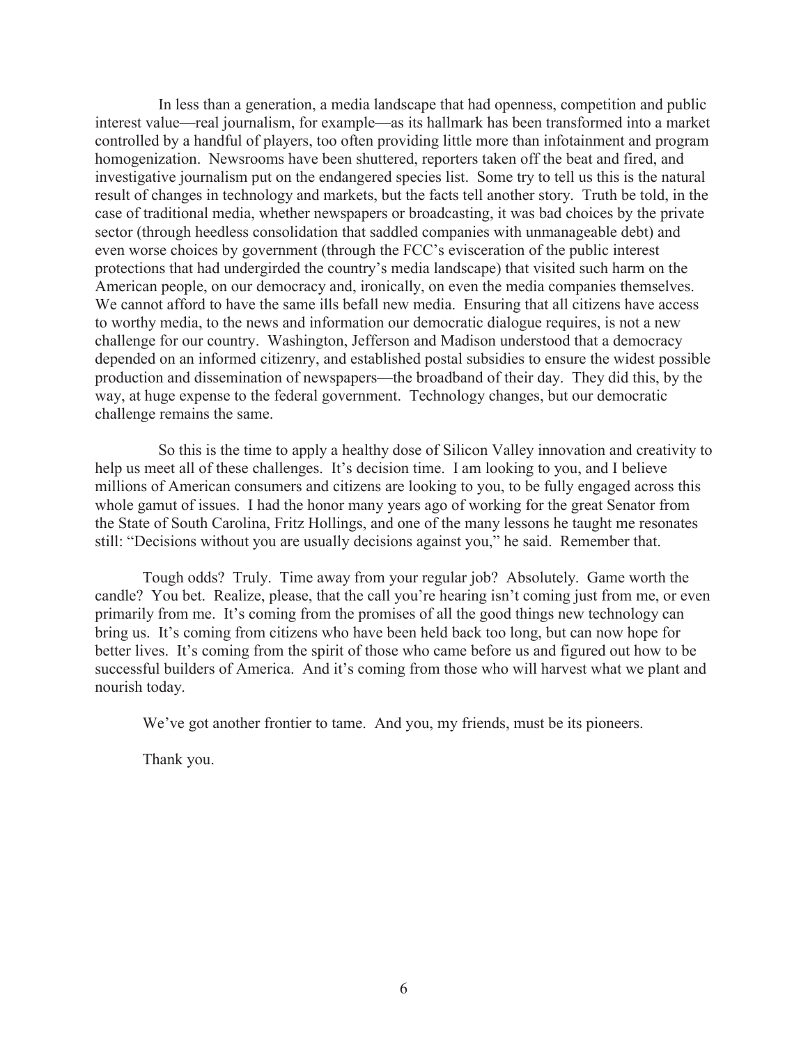In less than a generation, a media landscape that had openness, competition and public interest value—real journalism, for example—as its hallmark has been transformed into a market controlled by a handful of players, too often providing little more than infotainment and program homogenization. Newsrooms have been shuttered, reporters taken off the beat and fired, and investigative journalism put on the endangered species list. Some try to tell us this is the natural result of changes in technology and markets, but the facts tell another story. Truth be told, in the case of traditional media, whether newspapers or broadcasting, it was bad choices by the private sector (through heedless consolidation that saddled companies with unmanageable debt) and even worse choices by government (through the FCC's evisceration of the public interest protections that had undergirded the country's media landscape) that visited such harm on the American people, on our democracy and, ironically, on even the media companies themselves. We cannot afford to have the same ills befall new media. Ensuring that all citizens have access to worthy media, to the news and information our democratic dialogue requires, is not a new challenge for our country. Washington, Jefferson and Madison understood that a democracy depended on an informed citizenry, and established postal subsidies to ensure the widest possible production and dissemination of newspapers—the broadband of their day. They did this, by the way, at huge expense to the federal government. Technology changes, but our democratic challenge remains the same.

So this is the time to apply a healthy dose of Silicon Valley innovation and creativity to help us meet all of these challenges. It's decision time. I am looking to you, and I believe millions of American consumers and citizens are looking to you, to be fully engaged across this whole gamut of issues. I had the honor many years ago of working for the great Senator from the State of South Carolina, Fritz Hollings, and one of the many lessons he taught me resonates still: "Decisions without you are usually decisions against you," he said. Remember that.

Tough odds? Truly. Time away from your regular job? Absolutely. Game worth the candle? You bet. Realize, please, that the call you're hearing isn't coming just from me, or even primarily from me. It's coming from the promises of all the good things new technology can bring us. It's coming from citizens who have been held back too long, but can now hope for better lives. It's coming from the spirit of those who came before us and figured out how to be successful builders of America. And it's coming from those who will harvest what we plant and nourish today.

We've got another frontier to tame. And you, my friends, must be its pioneers.

Thank you.